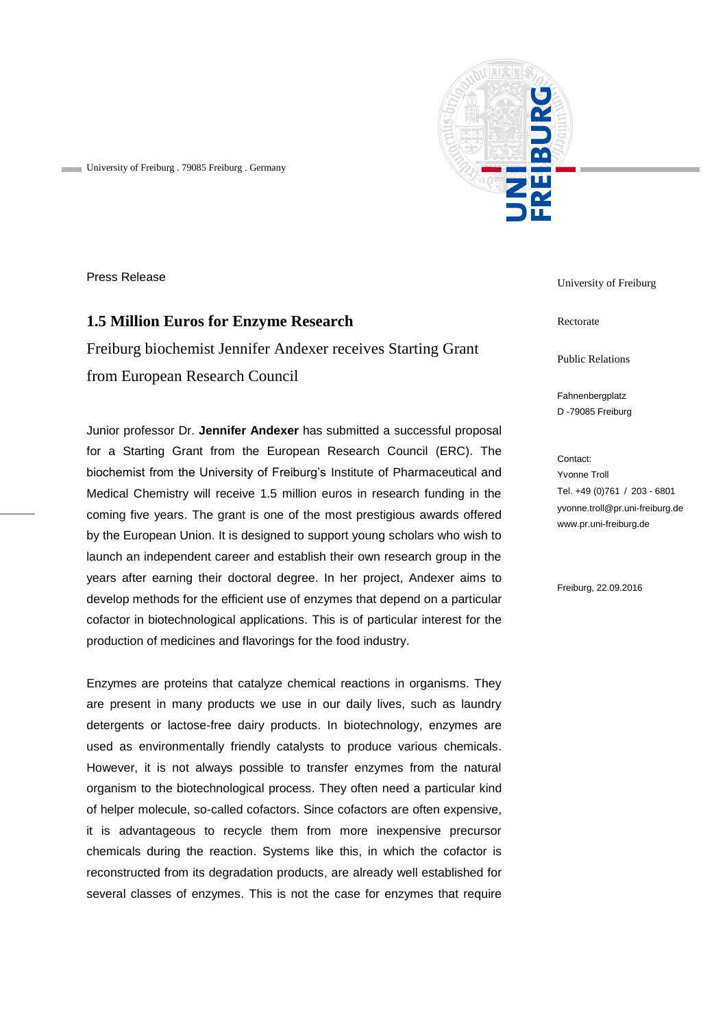University of Freiburg . 79085 Freiburg . Germany

University of Freiburg

Rectorate

Public Relations

Fahnenbergplatz
D -79085 Freiburg

Contact:
Yvonne Troll
Tel. +49 (0)761 / 203 - 6801
yvonne.troll@pr.uni-freiburg.de
www.pr.uni-freiburg.de

Freiburg, 22.09.2016

Press Release

# 1.5 Million Euros for Enzyme Research

Freiburg biochemist Jennifer Andexer receives Starting Grant from European Research Council

Junior professor Dr. **Jennifer Andexer** has submitted a successful proposal for a Starting Grant from the European Research Council (ERC). The biochemist from the University of Freiburg's Institute of Pharmaceutical and Medical Chemistry will receive 1.5 million euros in research funding in the coming five years. The grant is one of the most prestigious awards offered by the European Union. It is designed to support young scholars who wish to launch an independent career and establish their own research group in the years after earning their doctoral degree. In her project, Andexer aims to develop methods for the efficient use of enzymes that depend on a particular cofactor in biotechnological applications. This is of particular interest for the production of medicines and flavorings for the food industry.

Enzymes are proteins that catalyze chemical reactions in organisms. They are present in many products we use in our daily lives, such as laundry detergents or lactose-free dairy products. In biotechnology, enzymes are used as environmentally friendly catalysts to produce various chemicals. However, it is not always possible to transfer enzymes from the natural organism to the biotechnological process. They often need a particular kind of helper molecule, so-called cofactors. Since cofactors are often expensive, it is advantageous to recycle them from more inexpensive precursor chemicals during the reaction. Systems like this, in which the cofactor is reconstructed from its degradation products, are already well established for several classes of enzymes. This is not the case for enzymes that require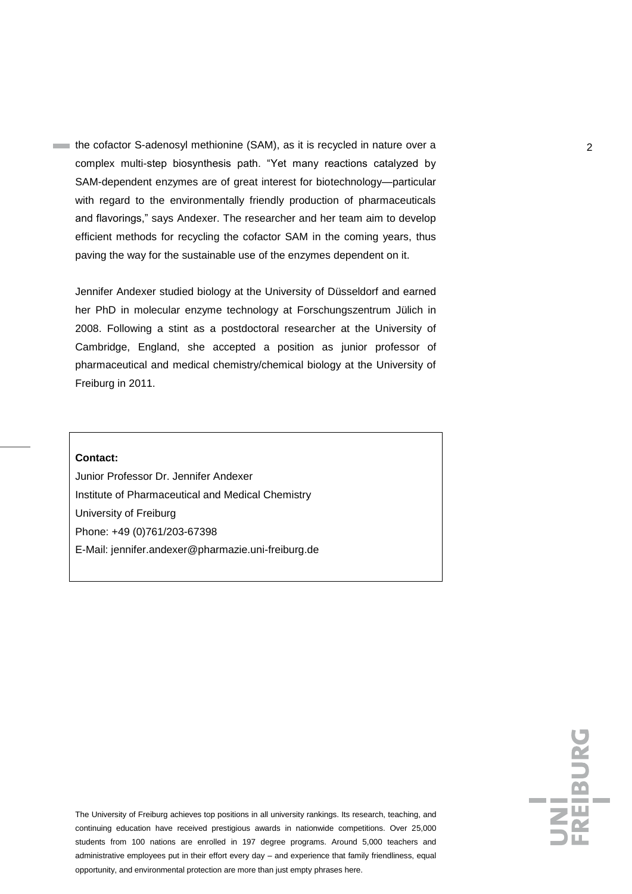the cofactor S-adenosyl methionine (SAM), as it is recycled in nature over a complex multi-step biosynthesis path. “Yet many reactions catalyzed by SAM-dependent enzymes are of great interest for biotechnology—particular with regard to the environmentally friendly production of pharmaceuticals and flavorings,” says Andexer. The researcher and her team aim to develop efficient methods for recycling the cofactor SAM in the coming years, thus paving the way for the sustainable use of the enzymes dependent on it.

Jennifer Andexer studied biology at the University of Düsseldorf and earned her PhD in molecular enzyme technology at Forschungszentrum Jülich in 2008. Following a stint as a postdoctoral researcher at the University of Cambridge, England, she accepted a position as junior professor of pharmaceutical and medical chemistry/chemical biology at the University of Freiburg in 2011.

**Contact:**

Junior Professor Dr. Jennifer Andexer
Institute of Pharmaceutical and Medical Chemistry
University of Freiburg
Phone: +49 (0)761/203-67398
E-Mail: jennifer.andexer@pharmazie.uni-freiburg.de

The University of Freiburg achieves top positions in all university rankings. Its research, teaching, and continuing education have received prestigious awards in nationwide competitions. Over 25,000 students from 100 nations are enrolled in 197 degree programs. Around 5,000 teachers and administrative employees put in their effort every day – and experience that family friendliness, equal opportunity, and environmental protection are more than just empty phrases here.

UNI FREIBURG